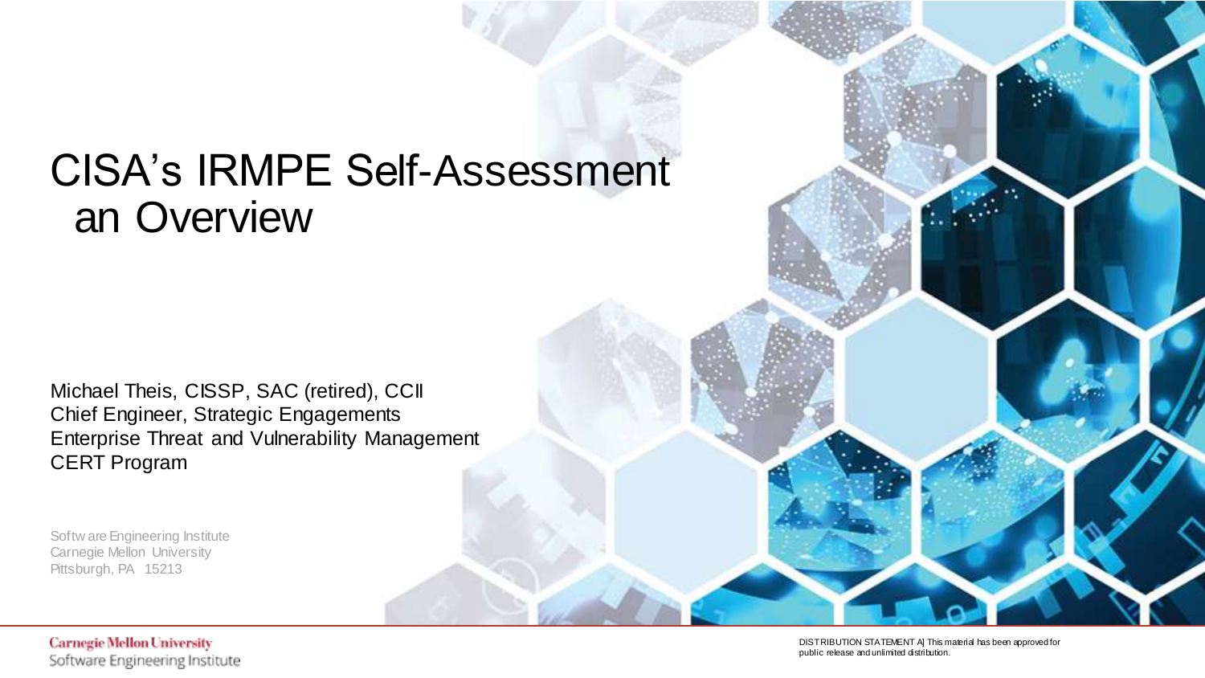# CISA's IRMPE Self-Assessment an Overview

Michael Theis, CISSP, SAC (retired), CCII
Chief Engineer, Strategic Engagements
Enterprise Threat and Vulnerability Management
CERT Program

Software Engineering Institute
Carnegie Mellon University
Pittsburgh, PA 15213

Carnegie Mellon University
Software Engineering Institute

DISTRIBUTION STATEMENT A] This material has been approved for public release and unlimited distribution.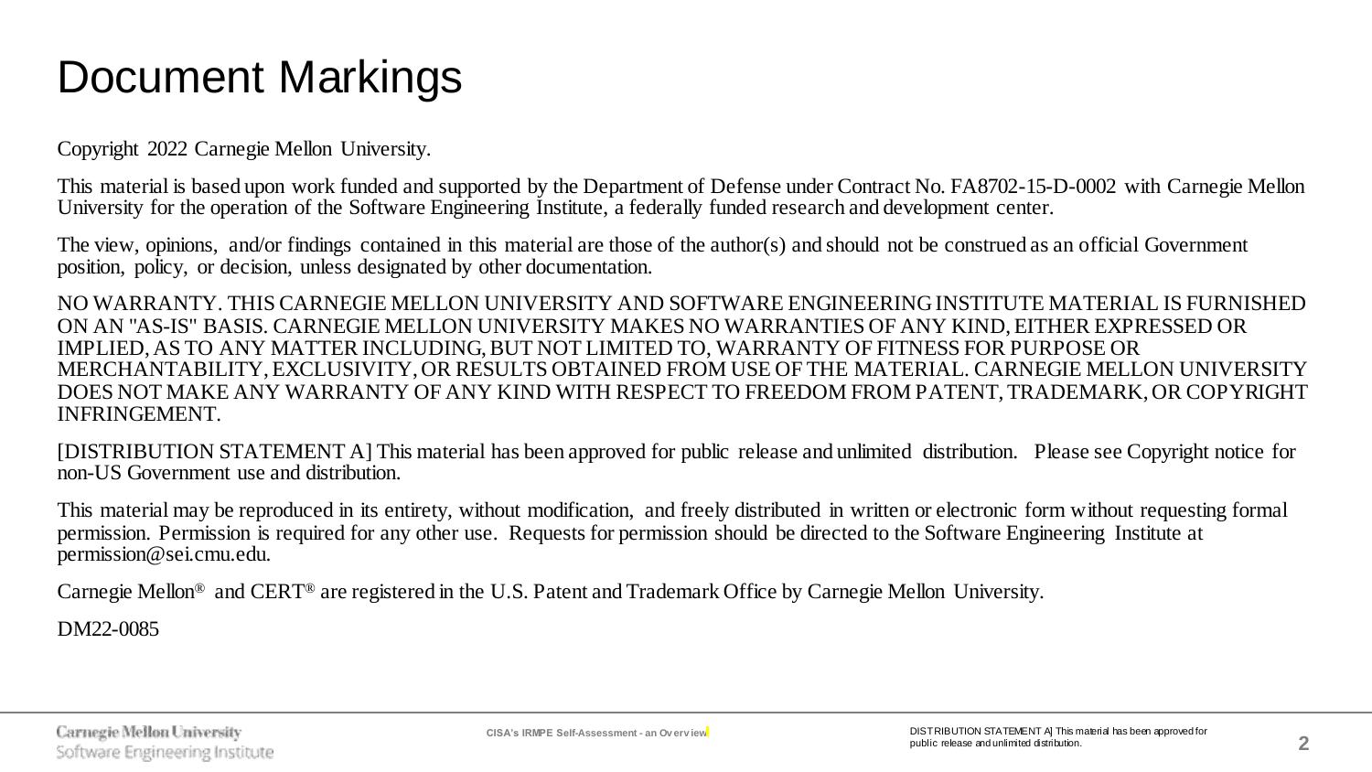# Document Markings

Copyright 2022 Carnegie Mellon University.

This material is based upon work funded and supported by the Department of Defense under Contract No. FA8702-15-D-0002 with Carnegie Mellon University for the operation of the Software Engineering Institute, a federally funded research and development center.

The view, opinions, and/or findings contained in this material are those of the author(s) and should not be construed as an official Government position, policy, or decision, unless designated by other documentation.

NO WARRANTY. THIS CARNEGIE MELLON UNIVERSITY AND SOFTWARE ENGINEERING INSTITUTE MATERIAL IS FURNISHED ON AN "AS-IS" BASIS. CARNEGIE MELLON UNIVERSITY MAKES NO WARRANTIES OF ANY KIND, EITHER EXPRESSED OR IMPLIED, AS TO ANY MATTER INCLUDING, BUT NOT LIMITED TO, WARRANTY OF FITNESS FOR PURPOSE OR MERCHANTABILITY, EXCLUSIVITY, OR RESULTS OBTAINED FROM USE OF THE MATERIAL. CARNEGIE MELLON UNIVERSITY DOES NOT MAKE ANY WARRANTY OF ANY KIND WITH RESPECT TO FREEDOM FROM PATENT, TRADEMARK, OR COPYRIGHT INFRINGEMENT.

[DISTRIBUTION STATEMENT A] This material has been approved for public release and unlimited distribution. Please see Copyright notice for non-US Government use and distribution.

This material may be reproduced in its entirety, without modification, and freely distributed in written or electronic form without requesting formal permission. Permission is required for any other use. Requests for permission should be directed to the Software Engineering Institute at permission@sei.cmu.edu.

Carnegie Mellon® and CERT® are registered in the U.S. Patent and Trademark Office by Carnegie Mellon University.

DM22-0085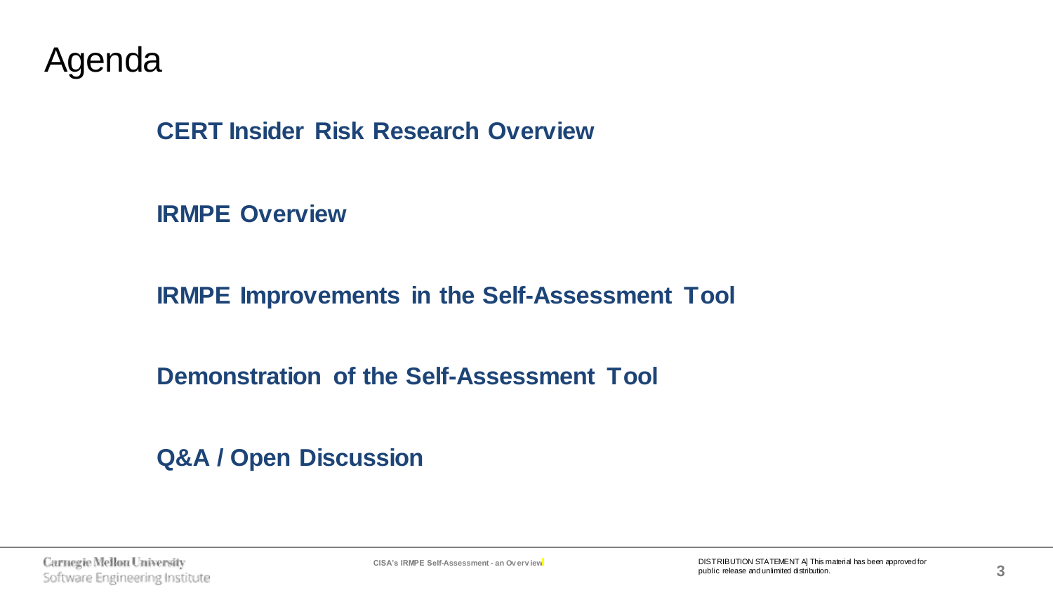# Agenda

**CERT Insider Risk Research Overview**

**IRMPE Overview**

**IRMPE Improvements in the Self-Assessment Tool**

**Demonstration of the Self-Assessment Tool**

**Q&A / Open Discussion**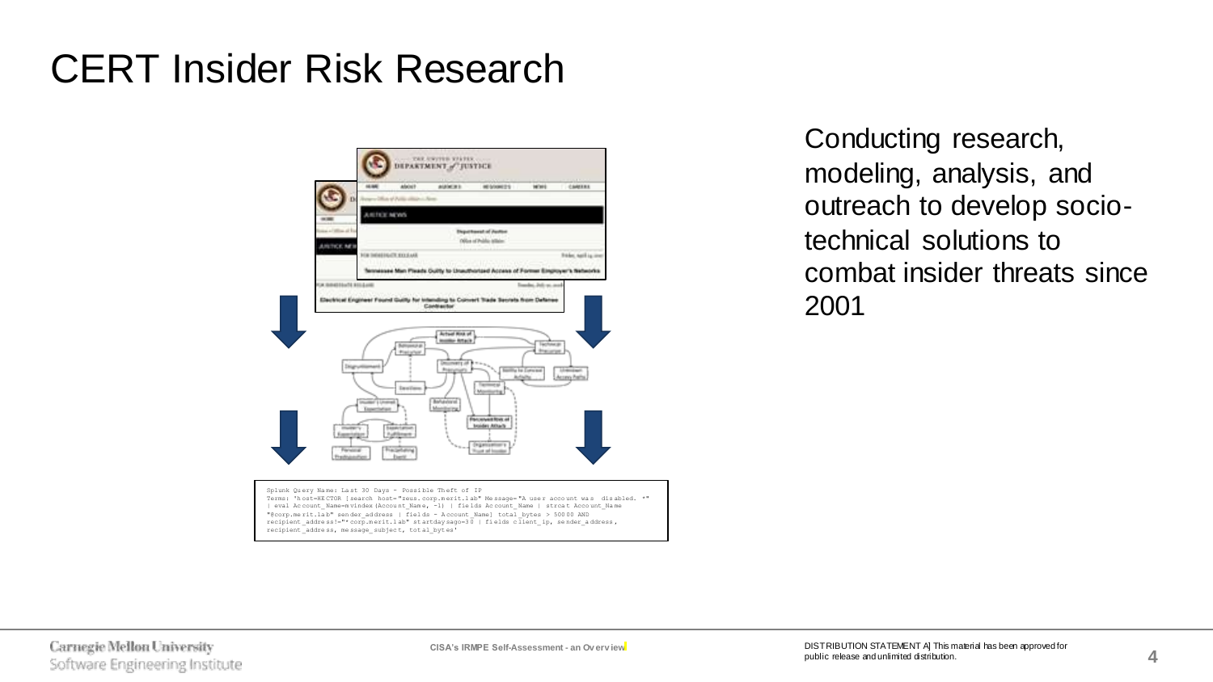# CERT Insider Risk Research

Conducting research, modeling, analysis, and outreach to develop socio-technical solutions to combat insider threats since 2001

```
Splunk Query Name: Last 30 Days - Possible Theft of IP
Terms: 'host=HECTOR [search host="zeus.corp.merit.lab" Message="A user account was disabled. *"
| eval Account_Name=mvindex(Account_Name, -1) | fields Account_Name | strcat Account_Name
"@corp.merit.lab" sender_address | fields - Account_Name] total_bytes > 50000 AND
recipient_address!="*corp.merit.lab" startdaysago=30 | fields client_ip, sender_address,
recipient_address, message_subject, total_bytes'
```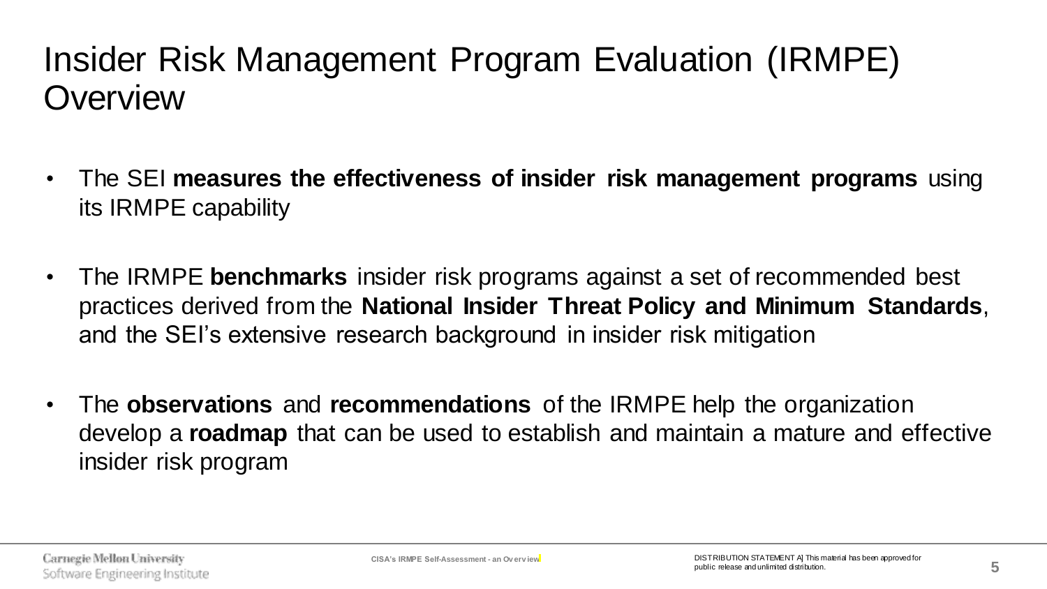# Insider Risk Management Program Evaluation (IRMPE) Overview

- The SEI **measures the effectiveness of insider risk management programs** using its IRMPE capability
- The IRMPE **benchmarks** insider risk programs against a set of recommended best practices derived from the **National Insider Threat Policy and Minimum Standards**, and the SEI's extensive research background in insider risk mitigation
- The **observations** and **recommendations** of the IRMPE help the organization develop a **roadmap** that can be used to establish and maintain a mature and effective insider risk program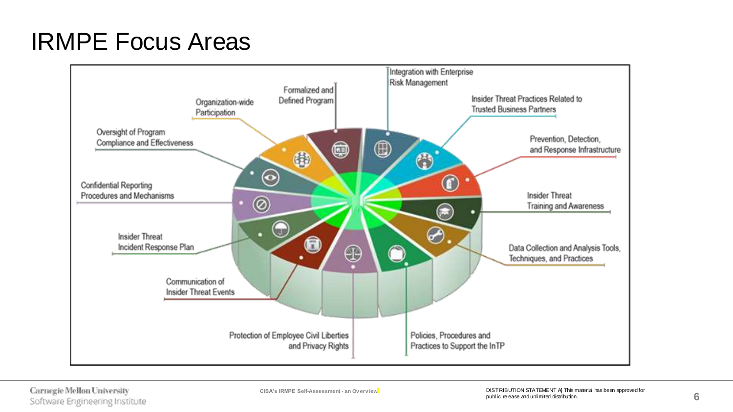# IRMPE Focus Areas

- Integration with Enterprise Risk Management
- Insider Threat Practices Related to Trusted Business Partners
- Prevention, Detection, and Response Infrastructure
- Insider Threat Training and Awareness
- Data Collection and Analysis Tools, Techniques, and Practices
- Policies, Procedures and Practices to Support the InTP
- Protection of Employee Civil Liberties and Privacy Rights
- Communication of Insider Threat Events
- Insider Threat Incident Response Plan
- Confidential Reporting Procedures and Mechanisms
- Oversight of Program Compliance and Effectiveness
- Organization-wide Participation
- Formalized and Defined Program

DISTRIBUTION STATEMENT A] This material has been approved for public release and unlimited distribution.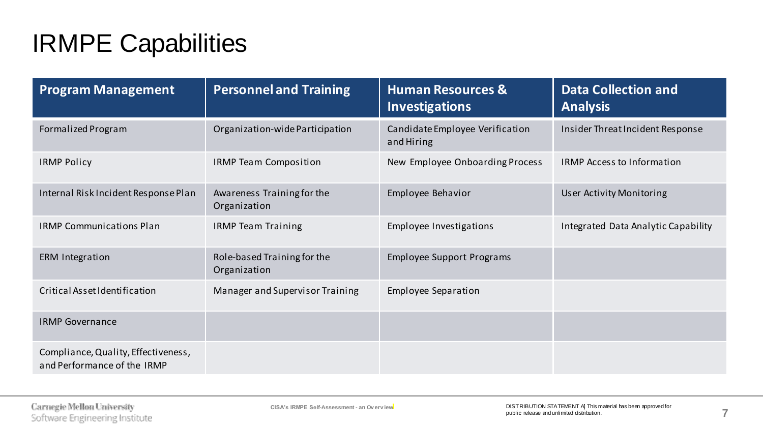# IRMPE Capabilities

| Program Management | Personnel and Training | Human Resources & Investigations | Data Collection and Analysis |
|---|---|---|---|
| Formalized Program | Organization-wide Participation | Candidate Employee Verification and Hiring | Insider Threat Incident Response |
| IRMP Policy | IRMP Team Composition | New Employee Onboarding Process | IRMP Access to Information |
| Internal Risk Incident Response Plan | Awareness Training for the Organization | Employee Behavior | User Activity Monitoring |
| IRMP Communications Plan | IRMP Team Training | Employee Investigations | Integrated Data Analytic Capability |
| ERM Integration | Role-based Training for the Organization | Employee Support Programs | |
| Critical Asset Identification | Manager and Supervisor Training | Employee Separation | |
| IRMP Governance | | | |
| Compliance, Quality, Effectiveness, and Performance of the IRMP | | | |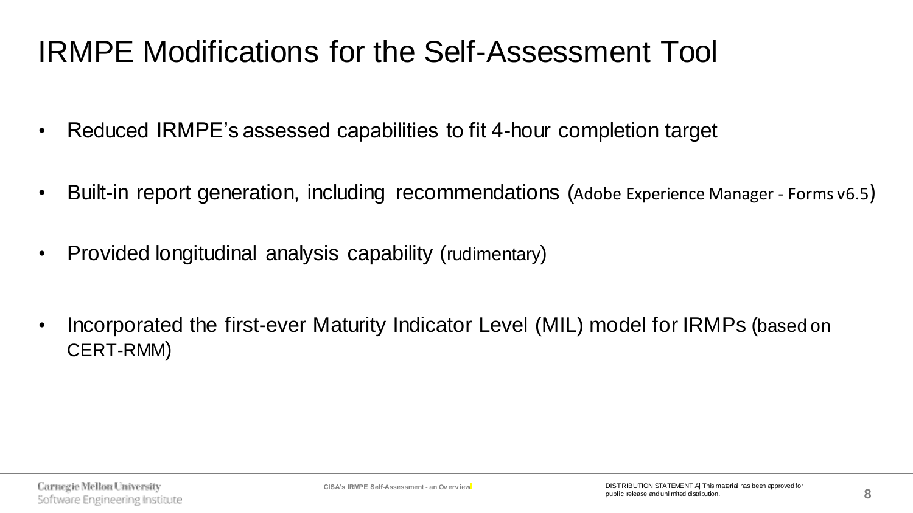# IRMPE Modifications for the Self-Assessment Tool

- Reduced IRMPE's assessed capabilities to fit 4-hour completion target
- Built-in report generation, including recommendations (Adobe Experience Manager - Forms v6.5)
- Provided longitudinal analysis capability (rudimentary)
- Incorporated the first-ever Maturity Indicator Level (MIL) model for IRMPs (based on CERT-RMM)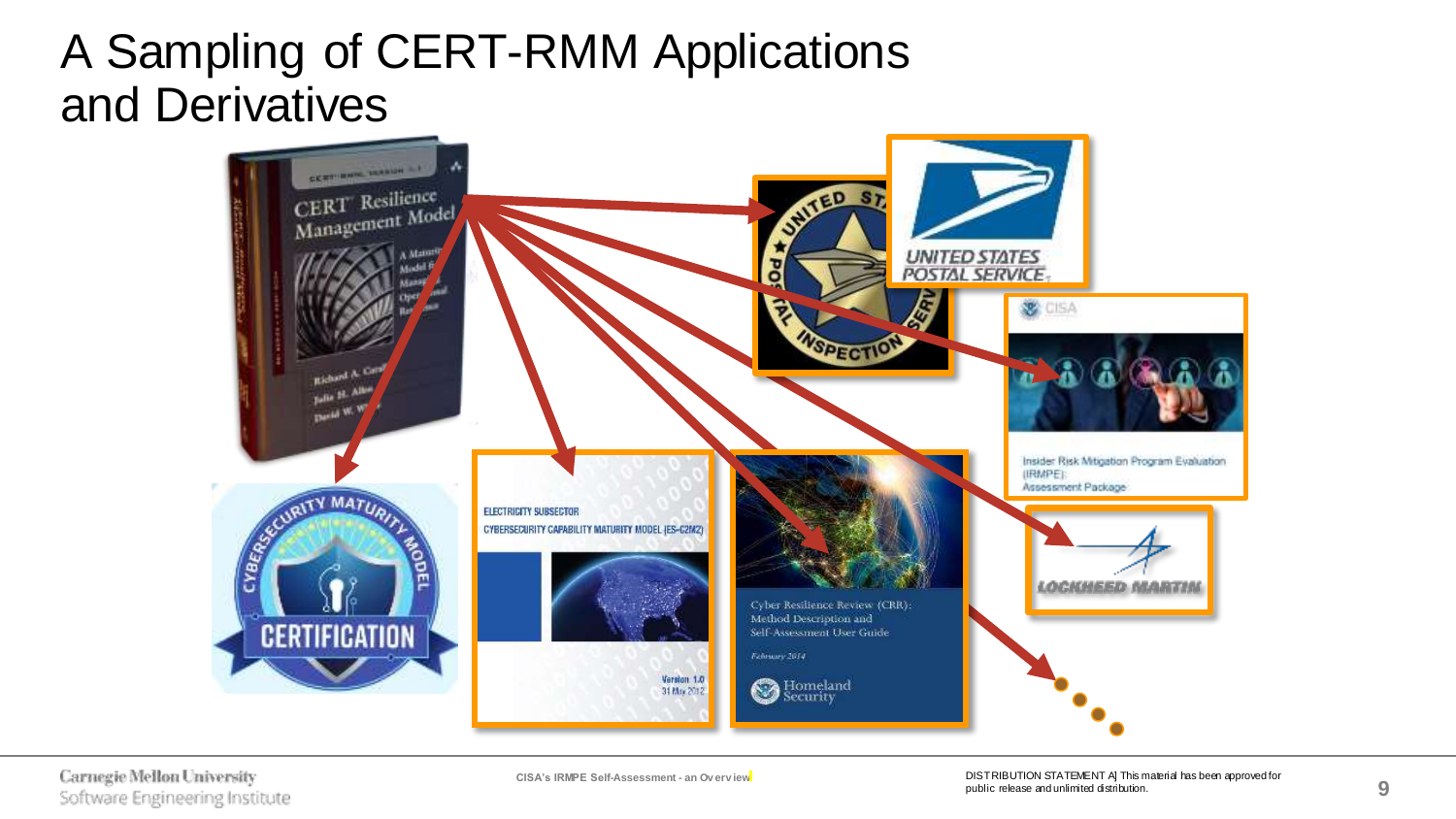# A Sampling of CERT-RMM Applications and Derivatives

CERT Resilience Management Model

Cybersecurity Maturity Model Certification

Electricity Subsector Cybersecurity Capability Maturity Model (ES-C2M2)

Cyber Resilience Review (CRR): Method Description and Self-Assessment User Guide

United States Postal Inspection Service

United States Postal Service

CISA Insider Risk Mitigation Program Evaluation (IRMPE): Assessment Package

Lockheed Martin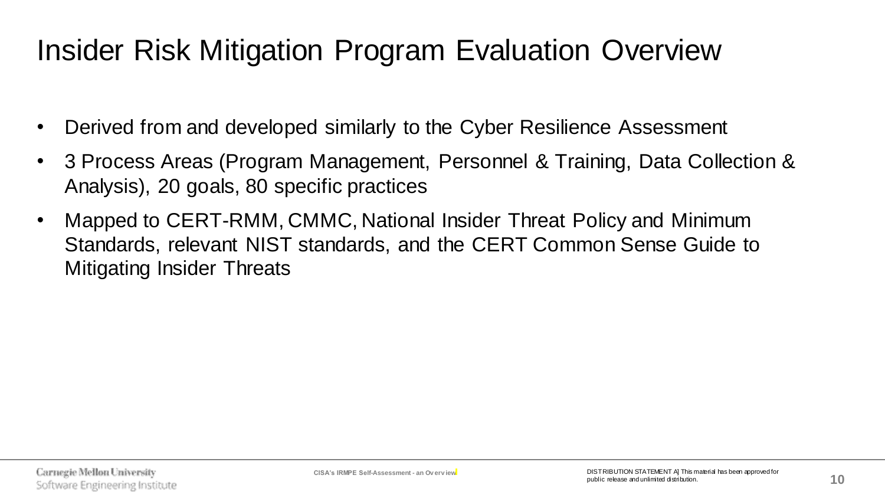# Insider Risk Mitigation Program Evaluation Overview

- Derived from and developed similarly to the Cyber Resilience Assessment
- 3 Process Areas (Program Management, Personnel & Training, Data Collection & Analysis), 20 goals, 80 specific practices
- Mapped to CERT-RMM, CMMC, National Insider Threat Policy and Minimum Standards, relevant NIST standards, and the CERT Common Sense Guide to Mitigating Insider Threats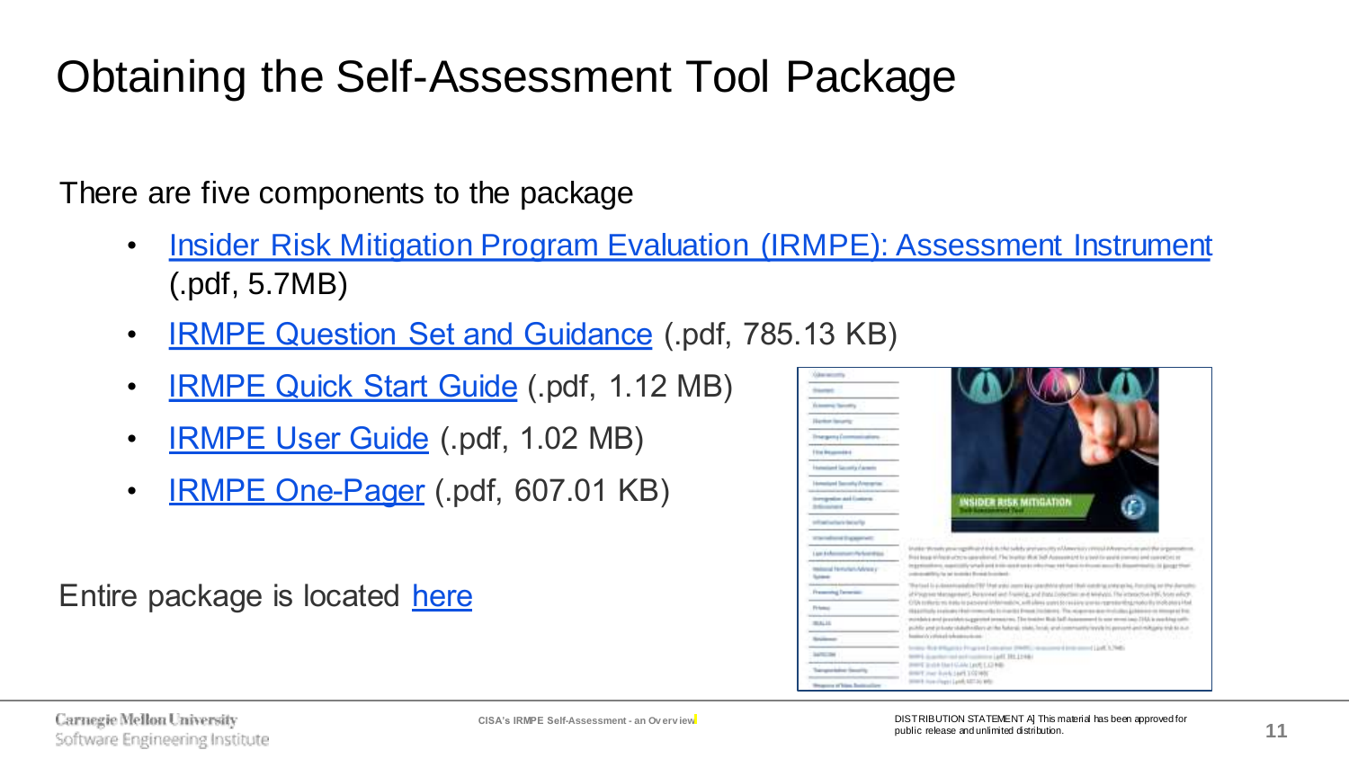# Obtaining the Self-Assessment Tool Package

There are five components to the package

- Insider Risk Mitigation Program Evaluation (IRMPE): Assessment Instrument (.pdf, 5.7MB)
- IRMPE Question Set and Guidance (.pdf, 785.13 KB)
- IRMPE Quick Start Guide (.pdf, 1.12 MB)
- IRMPE User Guide (.pdf, 1.02 MB)
- IRMPE One-Pager (.pdf, 607.01 KB)

Entire package is located here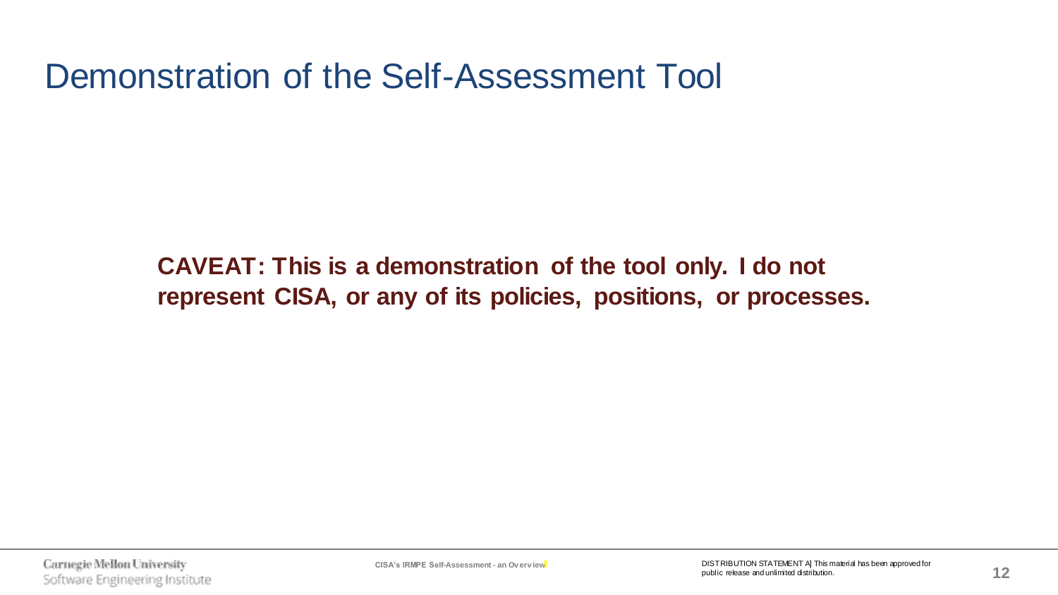# Demonstration of the Self-Assessment Tool

**CAVEAT: This is a demonstration of the tool only. I do not represent CISA, or any of its policies, positions, or processes.**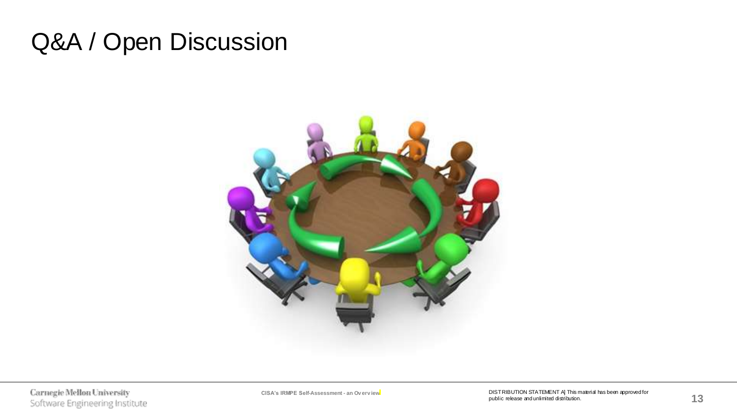# Q&A / Open Discussion